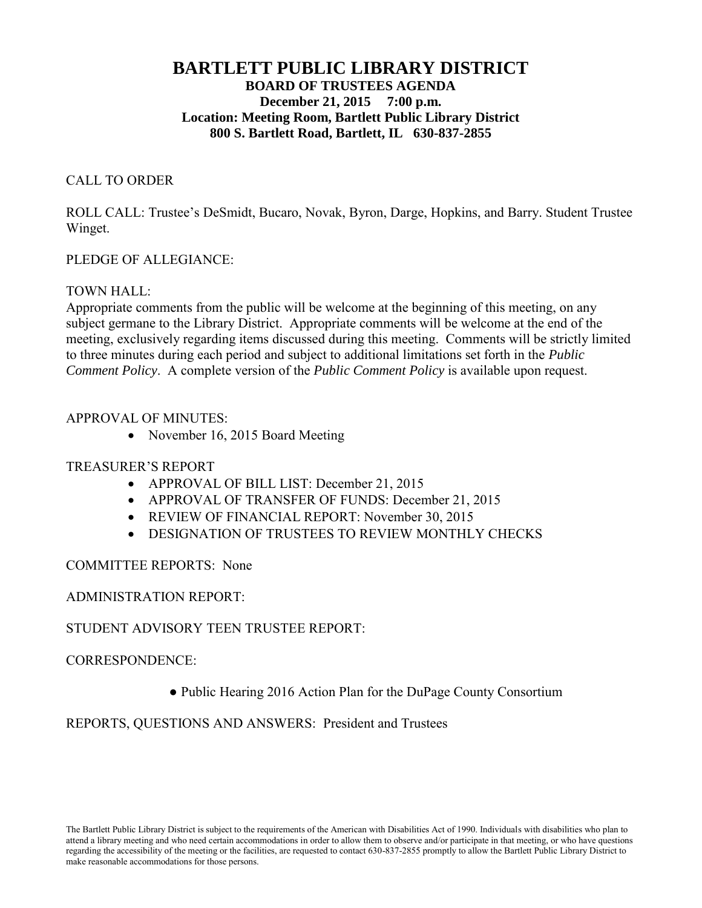# BARTLETT PUBLIC LIBRARY DISTRICT

**BOARD OF TRUSTEES AGENDA**
**December 21, 2015 7:00 p.m.**
**Location: Meeting Room, Bartlett Public Library District**
**800 S. Bartlett Road, Bartlett, IL 630-837-2855**

CALL TO ORDER

ROLL CALL: Trustee's DeSmidt, Bucaro, Novak, Byron, Darge, Hopkins, and Barry. Student Trustee Winget.

PLEDGE OF ALLEGIANCE:

TOWN HALL:
Appropriate comments from the public will be welcome at the beginning of this meeting, on any subject germane to the Library District. Appropriate comments will be welcome at the end of the meeting, exclusively regarding items discussed during this meeting. Comments will be strictly limited to three minutes during each period and subject to additional limitations set forth in the *Public Comment Policy*. A complete version of the *Public Comment Policy* is available upon request.

APPROVAL OF MINUTES:

- November 16, 2015 Board Meeting

TREASURER'S REPORT

- APPROVAL OF BILL LIST: December 21, 2015
- APPROVAL OF TRANSFER OF FUNDS: December 21, 2015
- REVIEW OF FINANCIAL REPORT: November 30, 2015
- DESIGNATION OF TRUSTEES TO REVIEW MONTHLY CHECKS

COMMITTEE REPORTS: None

ADMINISTRATION REPORT:

STUDENT ADVISORY TEEN TRUSTEE REPORT:

CORRESPONDENCE:

- Public Hearing 2016 Action Plan for the DuPage County Consortium

REPORTS, QUESTIONS AND ANSWERS: President and Trustees

The Bartlett Public Library District is subject to the requirements of the American with Disabilities Act of 1990. Individuals with disabilities who plan to attend a library meeting and who need certain accommodations in order to allow them to observe and/or participate in that meeting, or who have questions regarding the accessibility of the meeting or the facilities, are requested to contact 630-837-2855 promptly to allow the Bartlett Public Library District to make reasonable accommodations for those persons.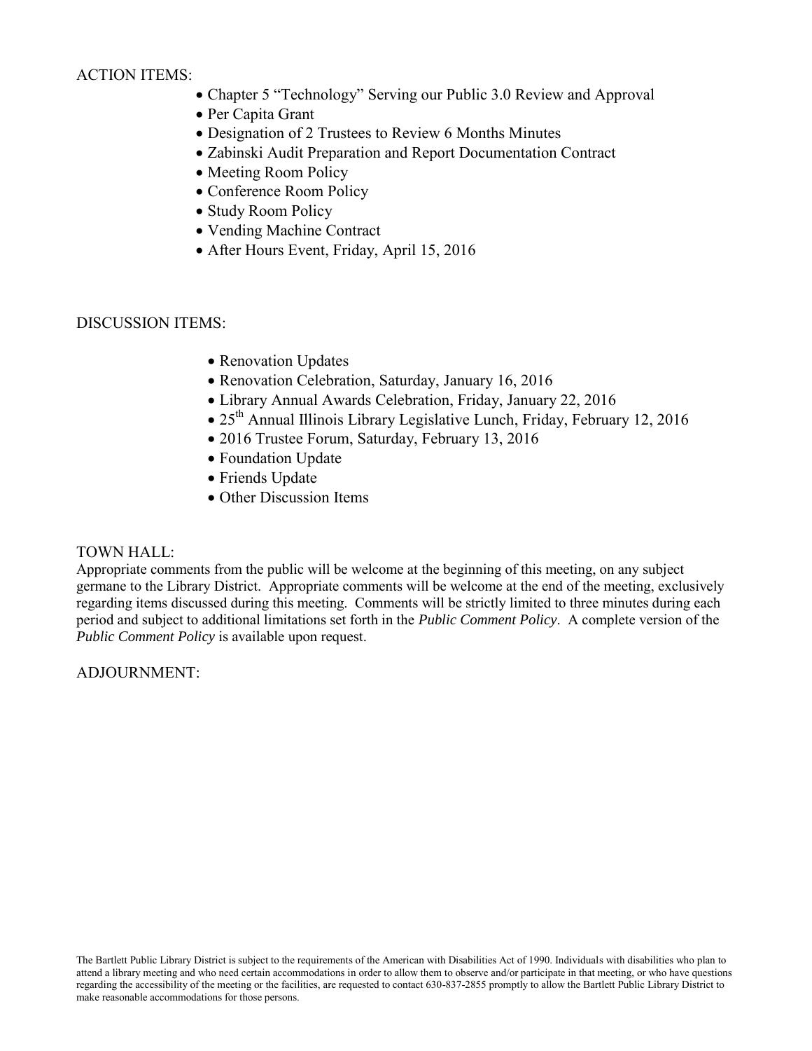ACTION ITEMS:

- Chapter 5 "Technology" Serving our Public 3.0 Review and Approval
- Per Capita Grant
- Designation of 2 Trustees to Review 6 Months Minutes
- Zabinski Audit Preparation and Report Documentation Contract
- Meeting Room Policy
- Conference Room Policy
- Study Room Policy
- Vending Machine Contract
- After Hours Event, Friday, April 15, 2016

DISCUSSION ITEMS:

- Renovation Updates
- Renovation Celebration, Saturday, January 16, 2016
- Library Annual Awards Celebration, Friday, January 22, 2016
- 25th Annual Illinois Library Legislative Lunch, Friday, February 12, 2016
- 2016 Trustee Forum, Saturday, February 13, 2016
- Foundation Update
- Friends Update
- Other Discussion Items

TOWN HALL:

Appropriate comments from the public will be welcome at the beginning of this meeting, on any subject germane to the Library District. Appropriate comments will be welcome at the end of the meeting, exclusively regarding items discussed during this meeting. Comments will be strictly limited to three minutes during each period and subject to additional limitations set forth in the *Public Comment Policy*. A complete version of the *Public Comment Policy* is available upon request.

ADJOURNMENT:

The Bartlett Public Library District is subject to the requirements of the American with Disabilities Act of 1990. Individuals with disabilities who plan to attend a library meeting and who need certain accommodations in order to allow them to observe and/or participate in that meeting, or who have questions regarding the accessibility of the meeting or the facilities, are requested to contact 630-837-2855 promptly to allow the Bartlett Public Library District to make reasonable accommodations for those persons.